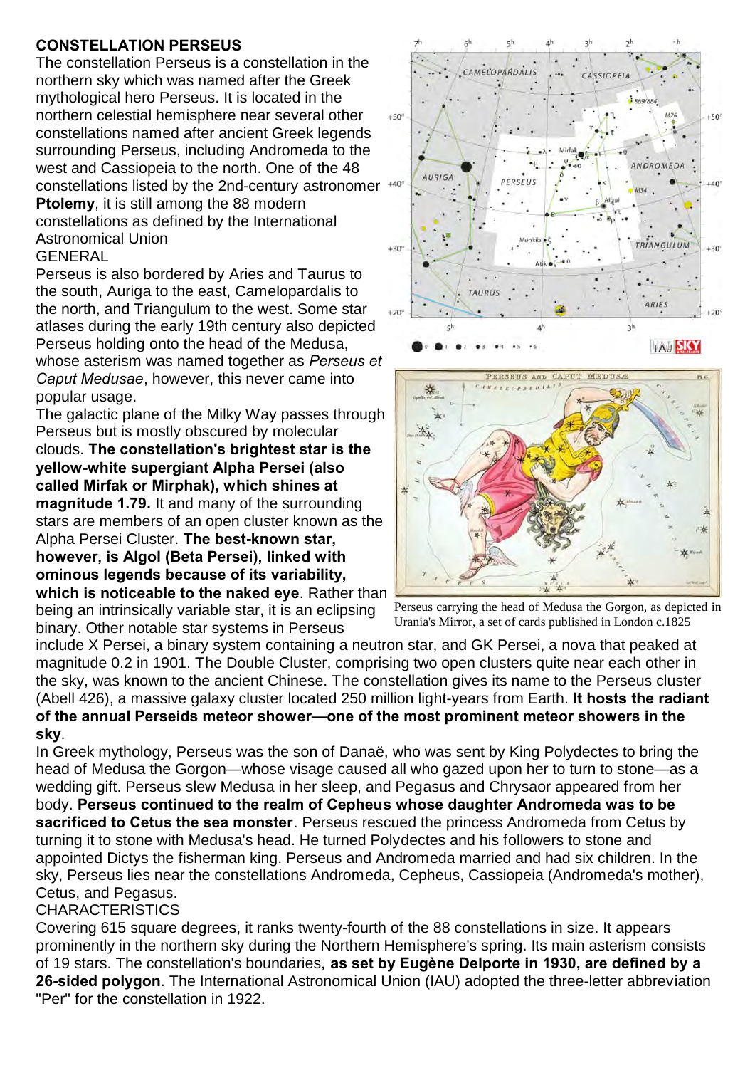## CONSTELLATION PERSEUS

The constellation Perseus is a constellation in the northern sky which was named after the Greek mythological hero Perseus. It is located in the northern celestial hemisphere near several other constellations named after ancient Greek legends surrounding Perseus, including Andromeda to the west and Cassiopeia to the north. One of the 48 constellations listed by the 2nd-century astronomer **Ptolemy**, it is still among the 88 modern constellations as defined by the International Astronomical Union

GENERAL

Perseus is also bordered by Aries and Taurus to the south, Auriga to the east, Camelopardalis to the north, and Triangulum to the west. Some star atlases during the early 19th century also depicted Perseus holding onto the head of the Medusa, whose asterism was named together as *Perseus et Caput Medusae*, however, this never came into popular usage.

The galactic plane of the Milky Way passes through Perseus but is mostly obscured by molecular clouds. **The constellation's brightest star is the yellow-white supergiant Alpha Persei (also called Mirfak or Mirphak), which shines at magnitude 1.79.** It and many of the surrounding stars are members of an open cluster known as the Alpha Persei Cluster. **The best-known star, however, is Algol (Beta Persei), linked with ominous legends because of its variability, which is noticeable to the naked eye**. Rather than being an intrinsically variable star, it is an eclipsing binary. Other notable star systems in Perseus include X Persei, a binary system containing a neutron star, and GK Persei, a nova that peaked at magnitude 0.2 in 1901. The Double Cluster, comprising two open clusters quite near each other in the sky, was known to the ancient Chinese. The constellation gives its name to the Perseus cluster (Abell 426), a massive galaxy cluster located 250 million light-years from Earth. **It hosts the radiant of the annual Perseids meteor shower—one of the most prominent meteor showers in the sky**.

Perseus carrying the head of Medusa the Gorgon, as depicted in Urania's Mirror, a set of cards published in London c.1825

In Greek mythology, Perseus was the son of Danaë, who was sent by King Polydectes to bring the head of Medusa the Gorgon—whose visage caused all who gazed upon her to turn to stone—as a wedding gift. Perseus slew Medusa in her sleep, and Pegasus and Chrysaor appeared from her body. **Perseus continued to the realm of Cepheus whose daughter Andromeda was to be sacrificed to Cetus the sea monster**. Perseus rescued the princess Andromeda from Cetus by turning it to stone with Medusa's head. He turned Polydectes and his followers to stone and appointed Dictys the fisherman king. Perseus and Andromeda married and had six children. In the sky, Perseus lies near the constellations Andromeda, Cepheus, Cassiopeia (Andromeda's mother), Cetus, and Pegasus.

CHARACTERISTICS

Covering 615 square degrees, it ranks twenty-fourth of the 88 constellations in size. It appears prominently in the northern sky during the Northern Hemisphere's spring. Its main asterism consists of 19 stars. The constellation's boundaries, **as set by Eugène Delporte in 1930, are defined by a 26-sided polygon**. The International Astronomical Union (IAU) adopted the three-letter abbreviation "Per" for the constellation in 1922.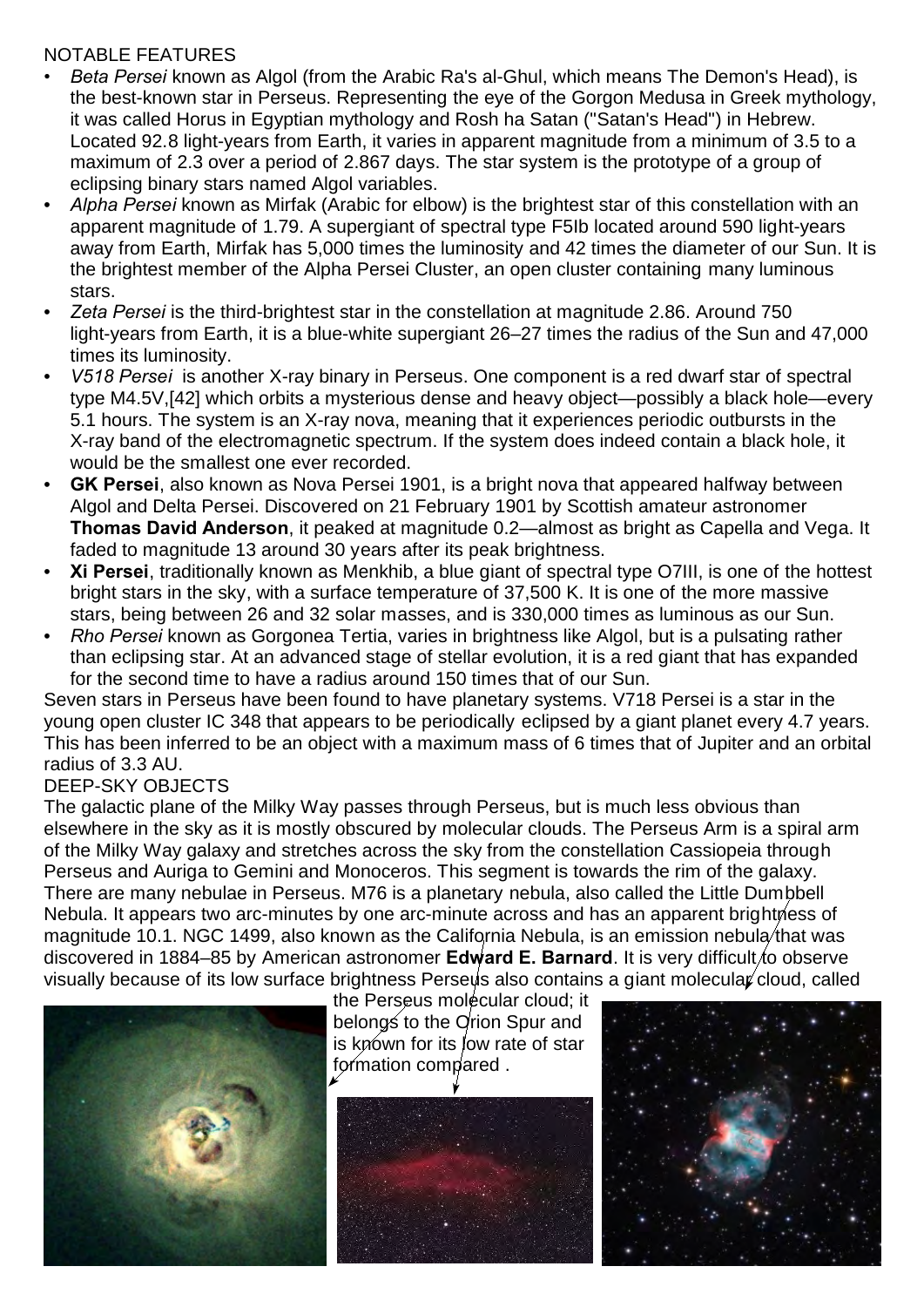NOTABLE FEATURES

- *Beta Persei* known as Algol (from the Arabic Ra's al-Ghul, which means The Demon's Head), is the best-known star in Perseus. Representing the eye of the Gorgon Medusa in Greek mythology, it was called Horus in Egyptian mythology and Rosh ha Satan ("Satan's Head") in Hebrew. Located 92.8 light-years from Earth, it varies in apparent magnitude from a minimum of 3.5 to a maximum of 2.3 over a period of 2.867 days. The star system is the prototype of a group of eclipsing binary stars named Algol variables.
- *Alpha Persei* known as Mirfak (Arabic for elbow) is the brightest star of this constellation with an apparent magnitude of 1.79. A supergiant of spectral type F5Ib located around 590 light-years away from Earth, Mirfak has 5,000 times the luminosity and 42 times the diameter of our Sun. It is the brightest member of the Alpha Persei Cluster, an open cluster containing many luminous stars.
- *Zeta Persei* is the third-brightest star in the constellation at magnitude 2.86. Around 750 light-years from Earth, it is a blue-white supergiant 26–27 times the radius of the Sun and 47,000 times its luminosity.
- *V518 Persei* is another X-ray binary in Perseus. One component is a red dwarf star of spectral type M4.5V,[42] which orbits a mysterious dense and heavy object—possibly a black hole—every 5.1 hours. The system is an X-ray nova, meaning that it experiences periodic outbursts in the X-ray band of the electromagnetic spectrum. If the system does indeed contain a black hole, it would be the smallest one ever recorded.
- **GK Persei**, also known as Nova Persei 1901, is a bright nova that appeared halfway between Algol and Delta Persei. Discovered on 21 February 1901 by Scottish amateur astronomer **Thomas David Anderson**, it peaked at magnitude 0.2—almost as bright as Capella and Vega. It faded to magnitude 13 around 30 years after its peak brightness.
- **Xi Persei**, traditionally known as Menkhib, a blue giant of spectral type O7III, is one of the hottest bright stars in the sky, with a surface temperature of 37,500 K. It is one of the more massive stars, being between 26 and 32 solar masses, and is 330,000 times as luminous as our Sun.
- *Rho Persei* known as Gorgonea Tertia, varies in brightness like Algol, but is a pulsating rather than eclipsing star. At an advanced stage of stellar evolution, it is a red giant that has expanded for the second time to have a radius around 150 times that of our Sun.

Seven stars in Perseus have been found to have planetary systems. V718 Persei is a star in the young open cluster IC 348 that appears to be periodically eclipsed by a giant planet every 4.7 years. This has been inferred to be an object with a maximum mass of 6 times that of Jupiter and an orbital radius of 3.3 AU.

DEEP-SKY OBJECTS

The galactic plane of the Milky Way passes through Perseus, but is much less obvious than elsewhere in the sky as it is mostly obscured by molecular clouds. The Perseus Arm is a spiral arm of the Milky Way galaxy and stretches across the sky from the constellation Cassiopeia through Perseus and Auriga to Gemini and Monoceros. This segment is towards the rim of the galaxy. There are many nebulae in Perseus. M76 is a planetary nebula, also called the Little Dumbbell Nebula. It appears two arc-minutes by one arc-minute across and has an apparent brightness of magnitude 10.1. NGC 1499, also known as the California Nebula, is an emission nebula that was discovered in 1884–85 by American astronomer **Edward E. Barnard**. It is very difficult to observe visually because of its low surface brightness Perseus also contains a giant molecular cloud, called the Perseus molecular cloud; it belongs to the Orion Spur and is known for its low rate of star formation compared .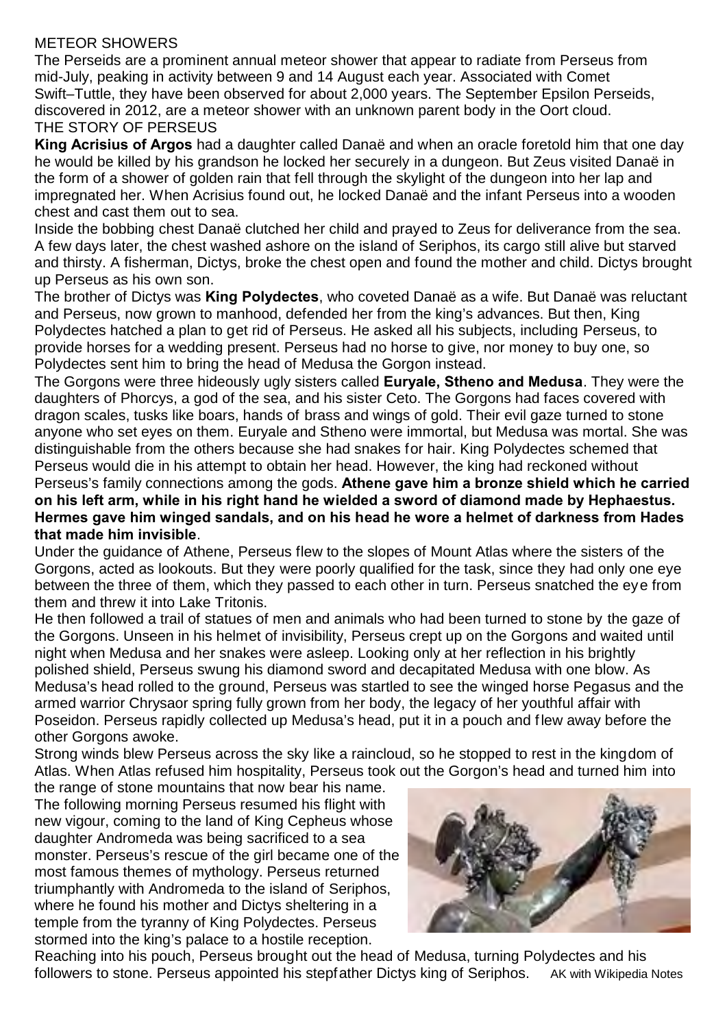## METEOR SHOWERS

The Perseids are a prominent annual meteor shower that appear to radiate from Perseus from mid-July, peaking in activity between 9 and 14 August each year. Associated with Comet Swift–Tuttle, they have been observed for about 2,000 years. The September Epsilon Perseids, discovered in 2012, are a meteor shower with an unknown parent body in the Oort cloud.

## THE STORY OF PERSEUS

**King Acrisius of Argos** had a daughter called Danaë and when an oracle foretold him that one day he would be killed by his grandson he locked her securely in a dungeon. But Zeus visited Danaë in the form of a shower of golden rain that fell through the skylight of the dungeon into her lap and impregnated her. When Acrisius found out, he locked Danaë and the infant Perseus into a wooden chest and cast them out to sea.

Inside the bobbing chest Danaë clutched her child and prayed to Zeus for deliverance from the sea. A few days later, the chest washed ashore on the island of Seriphos, its cargo still alive but starved and thirsty. A fisherman, Dictys, broke the chest open and found the mother and child. Dictys brought up Perseus as his own son.

The brother of Dictys was **King Polydectes**, who coveted Danaë as a wife. But Danaë was reluctant and Perseus, now grown to manhood, defended her from the king's advances. But then, King Polydectes hatched a plan to get rid of Perseus. He asked all his subjects, including Perseus, to provide horses for a wedding present. Perseus had no horse to give, nor money to buy one, so Polydectes sent him to bring the head of Medusa the Gorgon instead.

The Gorgons were three hideously ugly sisters called **Euryale, Stheno and Medusa**. They were the daughters of Phorcys, a god of the sea, and his sister Ceto. The Gorgons had faces covered with dragon scales, tusks like boars, hands of brass and wings of gold. Their evil gaze turned to stone anyone who set eyes on them. Euryale and Stheno were immortal, but Medusa was mortal. She was distinguishable from the others because she had snakes for hair. King Polydectes schemed that Perseus would die in his attempt to obtain her head. However, the king had reckoned without Perseus's family connections among the gods. **Athene gave him a bronze shield which he carried on his left arm, while in his right hand he wielded a sword of diamond made by Hephaestus. Hermes gave him winged sandals, and on his head he wore a helmet of darkness from Hades that made him invisible**.

Under the guidance of Athene, Perseus flew to the slopes of Mount Atlas where the sisters of the Gorgons, acted as lookouts. But they were poorly qualified for the task, since they had only one eye between the three of them, which they passed to each other in turn. Perseus snatched the eye from them and threw it into Lake Tritonis.

He then followed a trail of statues of men and animals who had been turned to stone by the gaze of the Gorgons. Unseen in his helmet of invisibility, Perseus crept up on the Gorgons and waited until night when Medusa and her snakes were asleep. Looking only at her reflection in his brightly polished shield, Perseus swung his diamond sword and decapitated Medusa with one blow. As Medusa's head rolled to the ground, Perseus was startled to see the winged horse Pegasus and the armed warrior Chrysaor spring fully grown from her body, the legacy of her youthful affair with Poseidon. Perseus rapidly collected up Medusa's head, put it in a pouch and flew away before the other Gorgons awoke.

Strong winds blew Perseus across the sky like a raincloud, so he stopped to rest in the kingdom of Atlas. When Atlas refused him hospitality, Perseus took out the Gorgon's head and turned him into the range of stone mountains that now bear his name.

The following morning Perseus resumed his flight with new vigour, coming to the land of King Cepheus whose daughter Andromeda was being sacrificed to a sea monster. Perseus's rescue of the girl became one of the most famous themes of mythology. Perseus returned triumphantly with Andromeda to the island of Seriphos, where he found his mother and Dictys sheltering in a temple from the tyranny of King Polydectes. Perseus stormed into the king's palace to a hostile reception.

Reaching into his pouch, Perseus brought out the head of Medusa, turning Polydectes and his followers to stone. Perseus appointed his stepfather Dictys king of Seriphos. AK with Wikipedia Notes